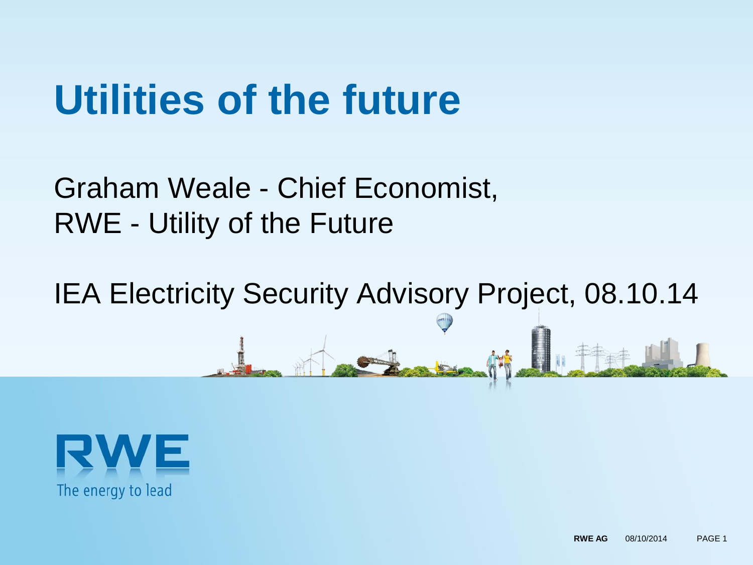# Utilities of the future

Graham Weale - Chief Economist,
RWE - Utility of the Future

IEA Electricity Security Advisory Project, 08.10.14

RWE

The energy to lead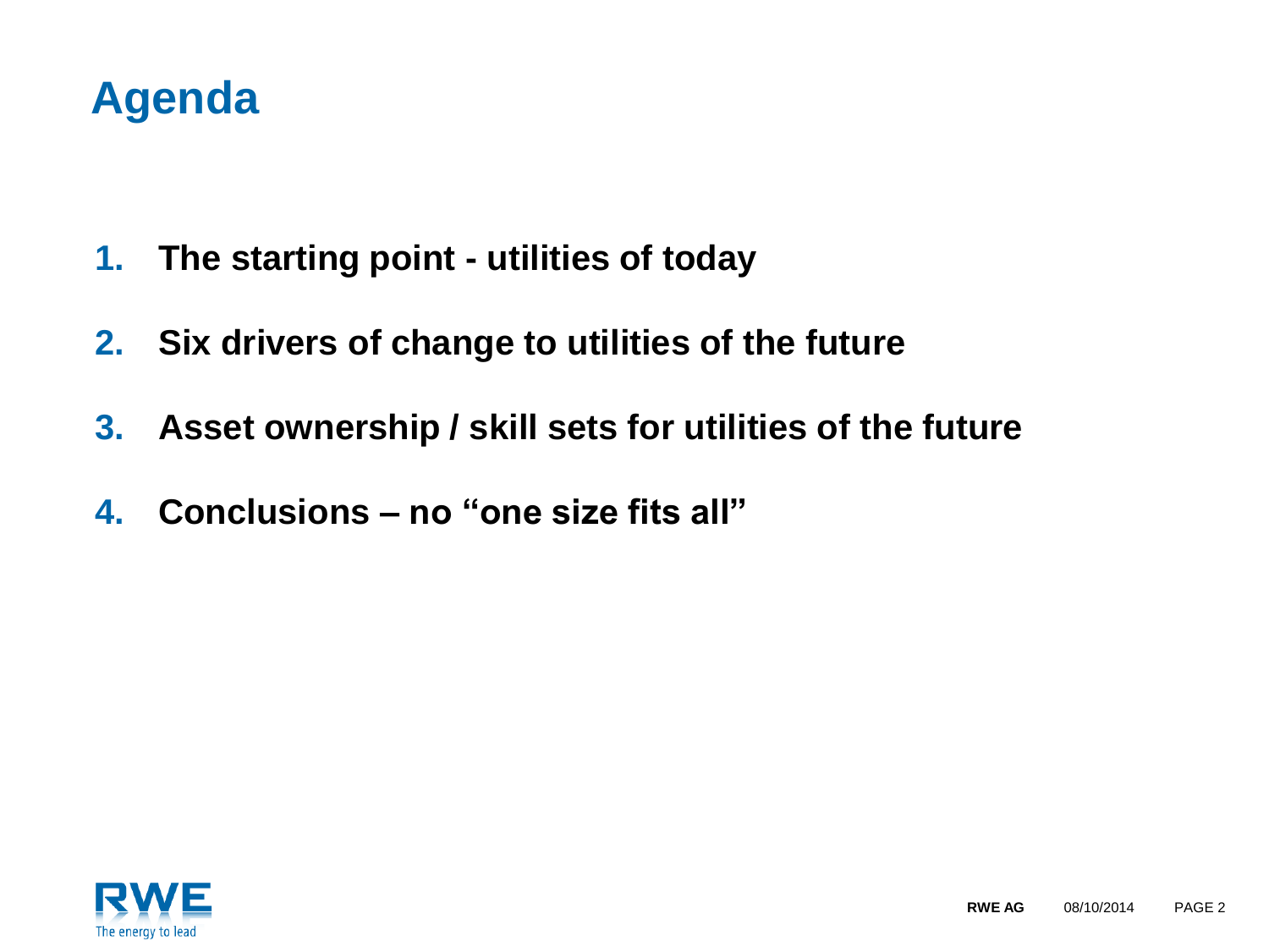# Agenda

1. **The starting point - utilities of today**
2. **Six drivers of change to utilities of the future**
3. **Asset ownership / skill sets for utilities of the future**
4. **Conclusions – no "one size fits all"**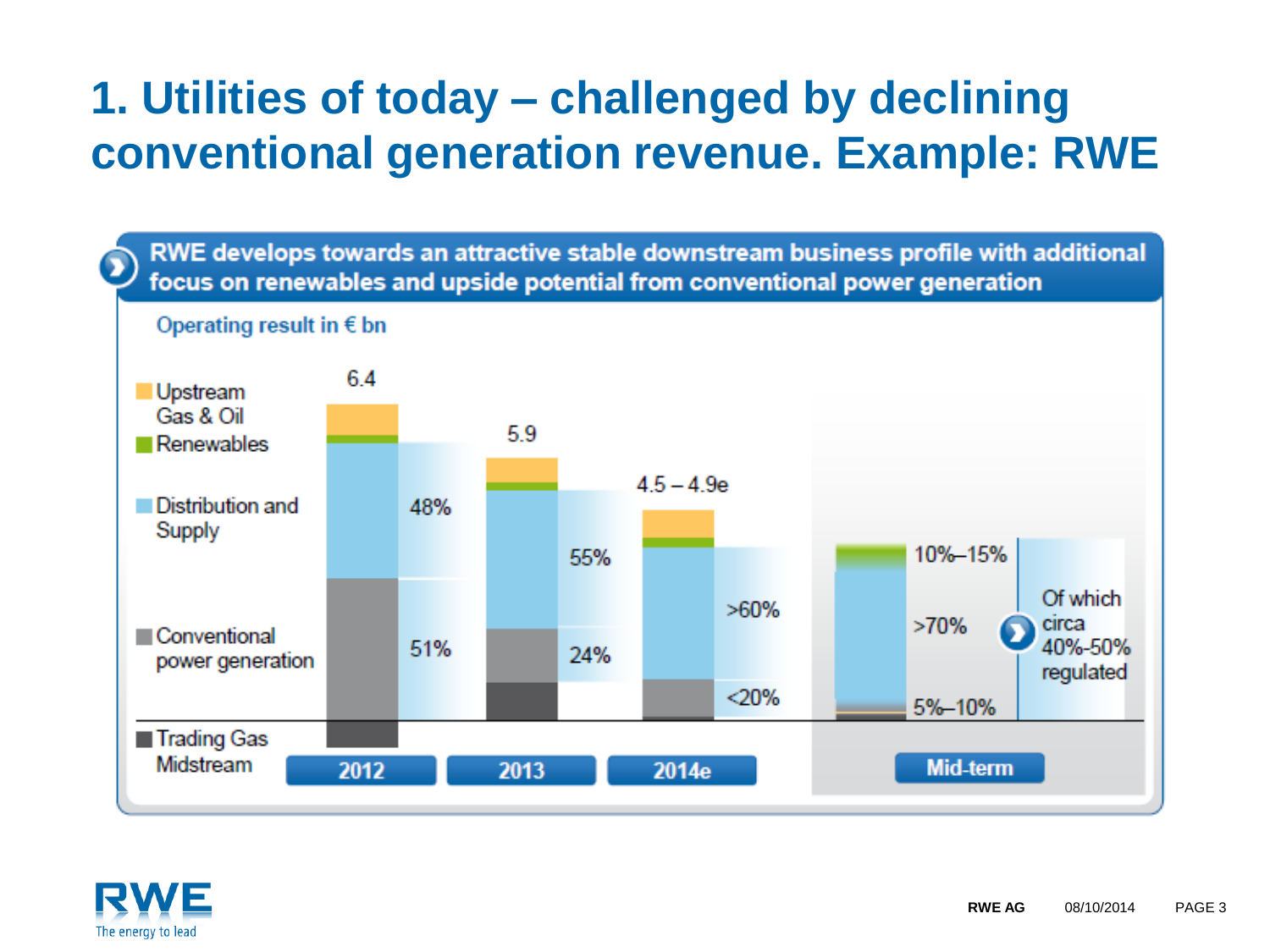# 1. Utilities of today – challenged by declining conventional generation revenue. Example: RWE

**RWE develops towards an attractive stable downstream business profile with additional focus on renewables and upside potential from conventional power generation**

Operating result in € bn

| | 2012 | 2013 | 2014e | Mid-term |
|---|---|---|---|---|
| Total | 6.4 | 5.9 | 4.5 – 4.9e | |
| Upstream Gas & Oil / Renewables | | | | 10%–15% |
| Distribution and Supply | 48% | 55% | >60% | >70% |
| Conventional power generation | 51% | 24% | <20% | 5%–10% |
| Trading Gas Midstream | | | | |

Of which circa 40%-50% regulated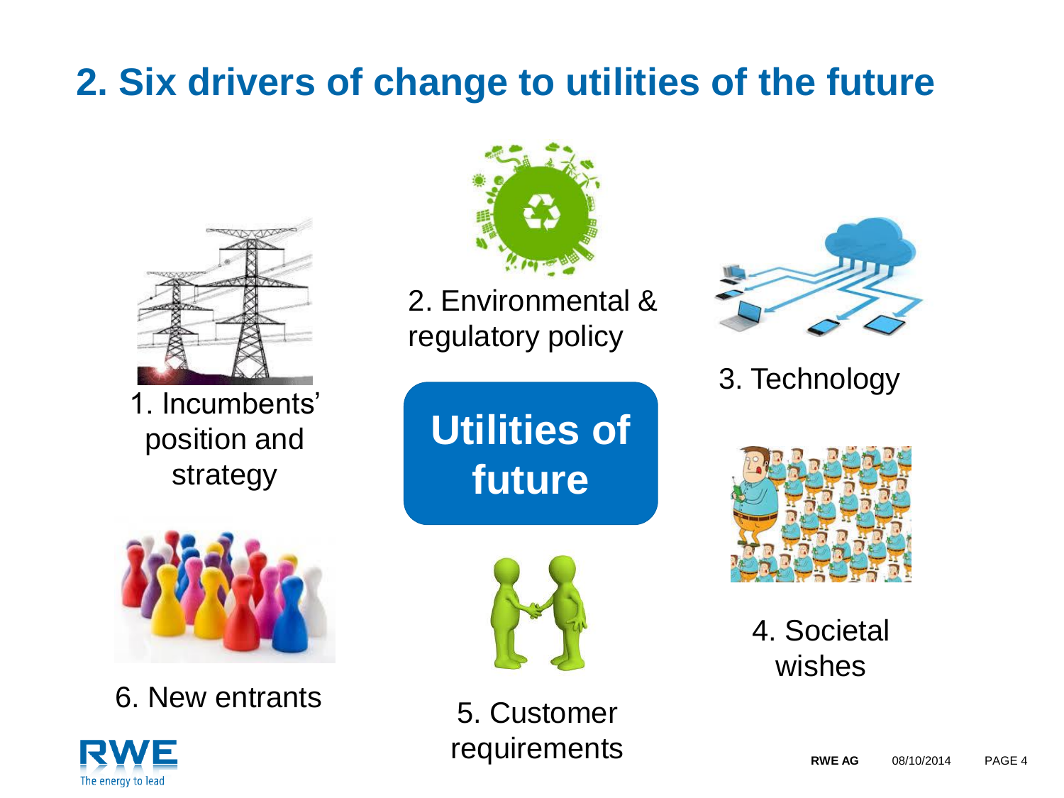# 2. Six drivers of change to utilities of the future

**Utilities of future**

1. Incumbents' position and strategy
2. Environmental & regulatory policy
3. Technology
4. Societal wishes
5. Customer requirements
6. New entrants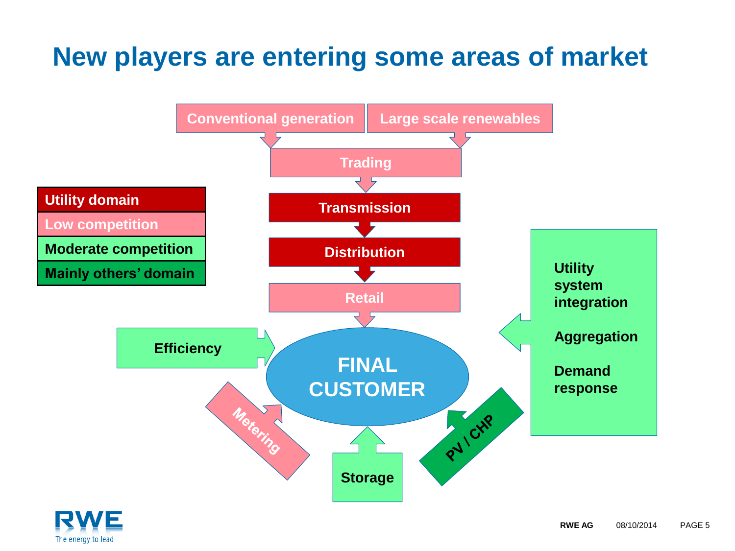# New players are entering some areas of market

| Legend |
| --- |
| Utility domain |
| Low competition |
| Moderate competition |
| Mainly others' domain |

Conventional generation

Large scale renewables

Trading

Transmission

Distribution

Retail

FINAL CUSTOMER

Efficiency

Metering

Storage

PV / CHP

Utility system integration

Aggregation

Demand response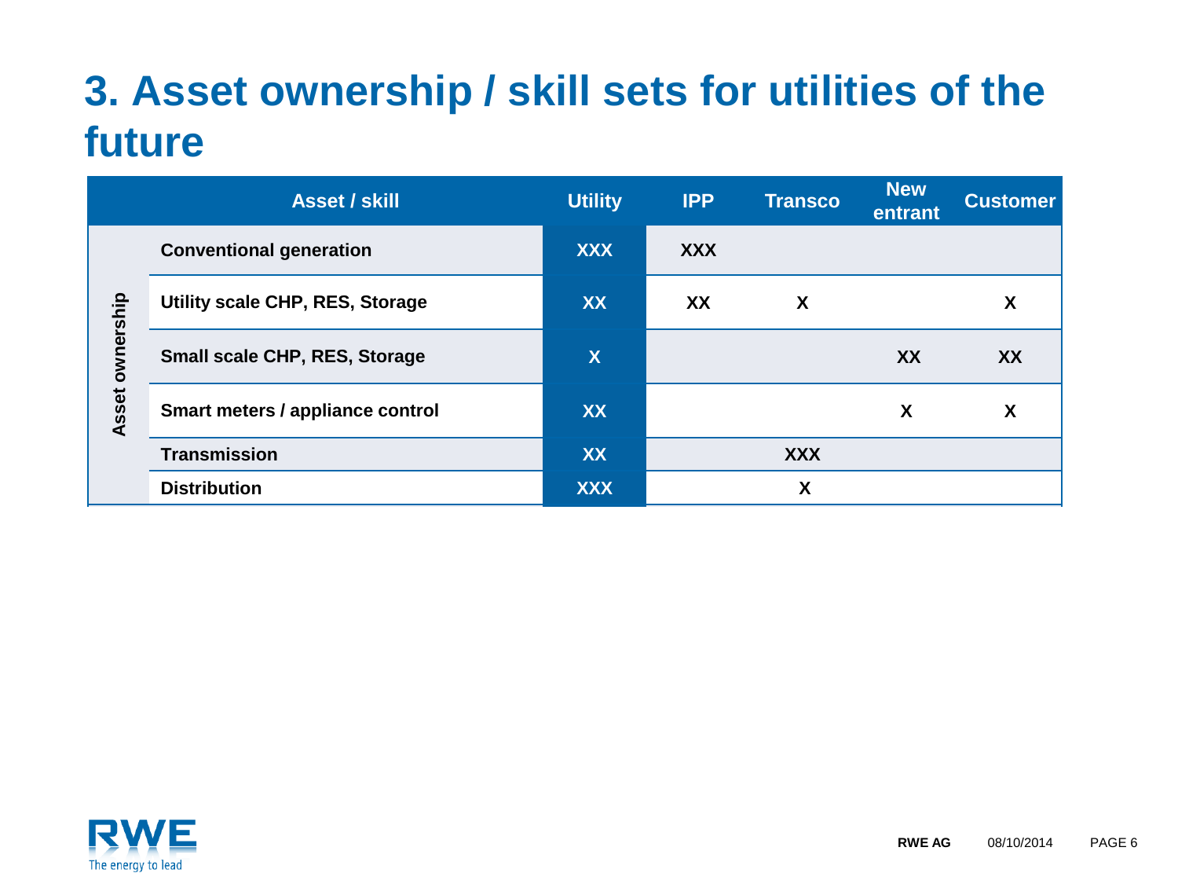# 3. Asset ownership / skill sets for utilities of the future

| | Asset / skill | Utility | IPP | Transco | New entrant | Customer |
|---|---|---|---|---|---|---|
| Asset ownership | Conventional generation | XXX | XXX | | | |
| | Utility scale CHP, RES, Storage | XX | XX | X | | X |
| | Small scale CHP, RES, Storage | X | | | XX | XX |
| | Smart meters / appliance control | XX | | | X | X |
| | Transmission | XX | | XXX | | |
| | Distribution | XXX | | X | | |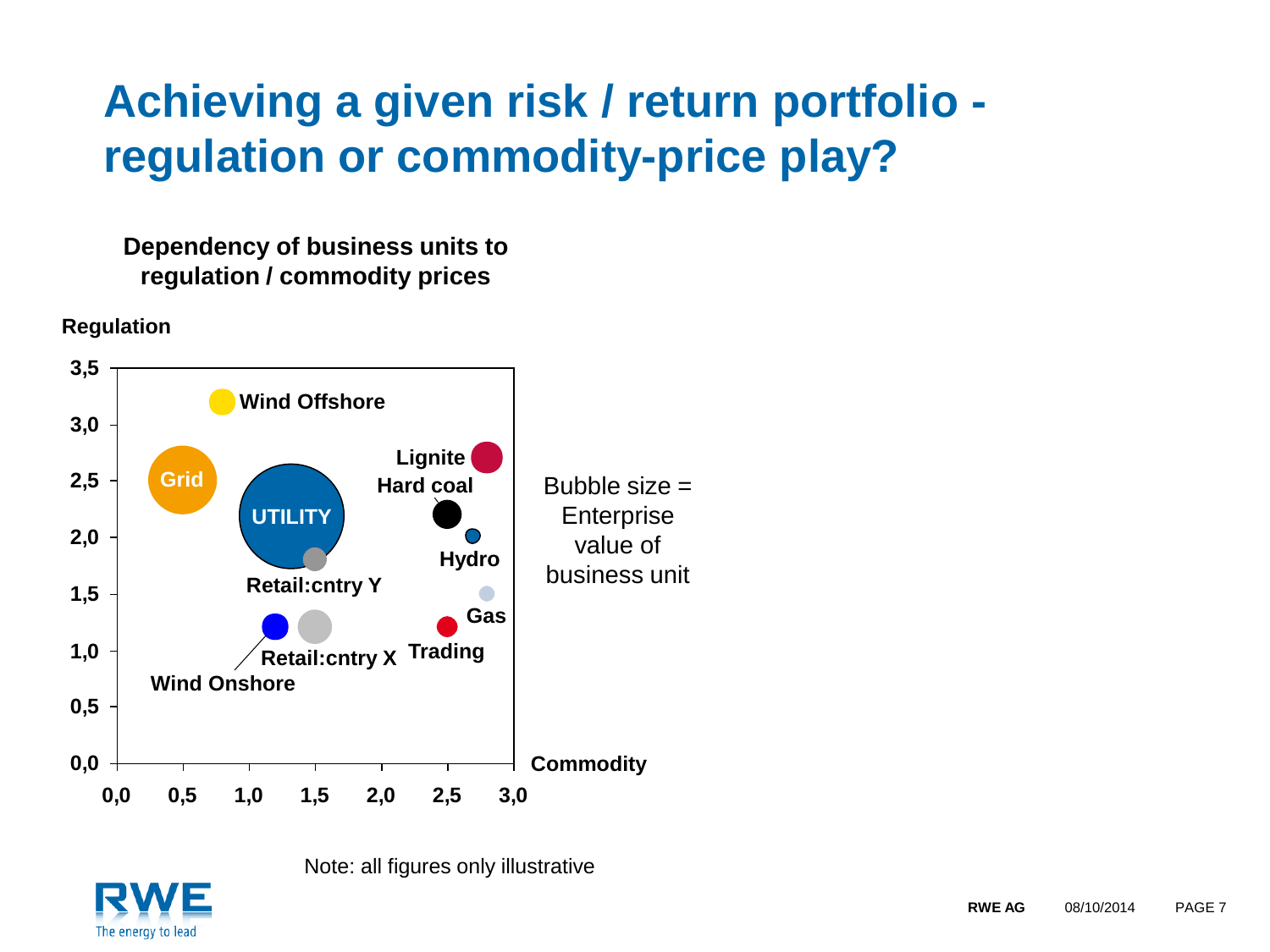# Achieving a given risk / return portfolio - regulation or commodity-price play?

**Dependency of business units to regulation / commodity prices**

**Regulation**

| Business unit | Commodity | Regulation |
|---|---|---|
| Wind Offshore | 0,8 | 3,2 |
| Grid | 0,5 | 2,5 |
| UTILITY | 1,3 | 2,2 |
| Lignite | 2,8 | 2,7 |
| Hard coal | 2,5 | 2,2 |
| Hydro | 2,7 | 2,0 |
| Retail:cntry Y | 1,5 | 1,8 |
| Gas | 2,8 | 1,5 |
| Wind Onshore | 1,2 | 1,2 |
| Retail:cntry X | 1,5 | 1,2 |
| Trading | 2,5 | 1,2 |

**Commodity**

Bubble size = Enterprise value of business unit

Note: all figures only illustrative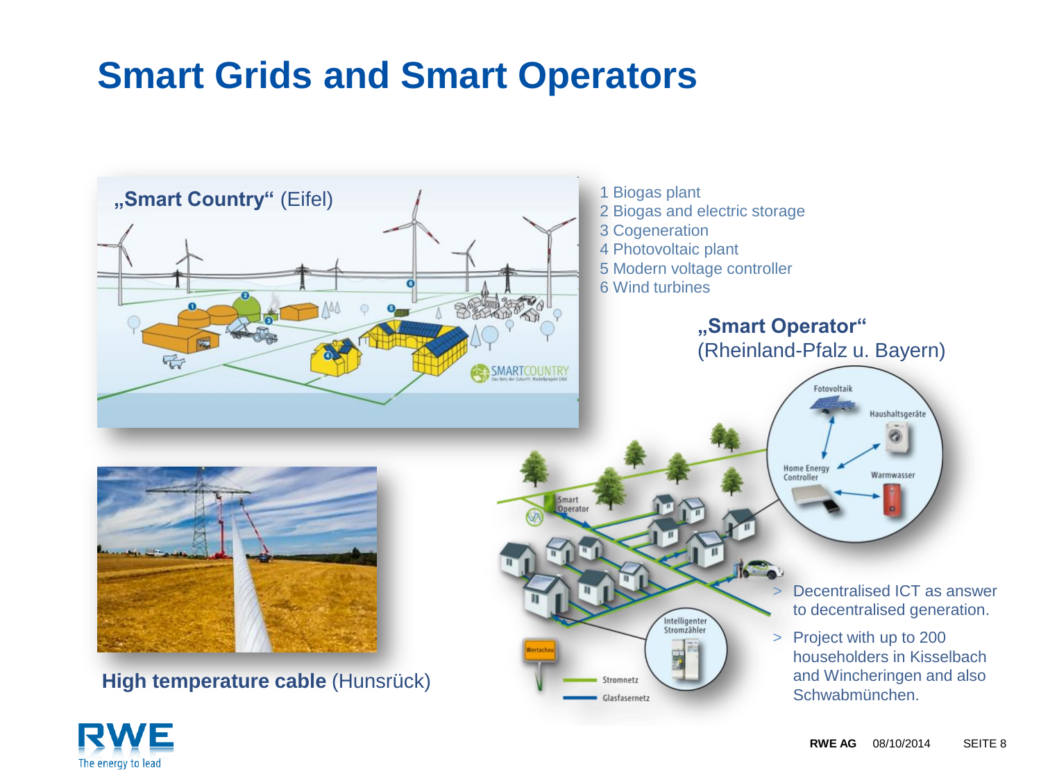# Smart Grids and Smart Operators

**„Smart Country“** (Eifel)

1 Biogas plant
2 Biogas and electric storage
3 Cogeneration
4 Photovoltaic plant
5 Modern voltage controller
6 Wind turbines

**„Smart Operator“**
(Rheinland-Pfalz u. Bayern)

**High temperature cable** (Hunsrück)

- Decentralised ICT as answer to decentralised generation.
- Project with up to 200 householders in Kisselbach and Wincheringen and also Schwabmünchen.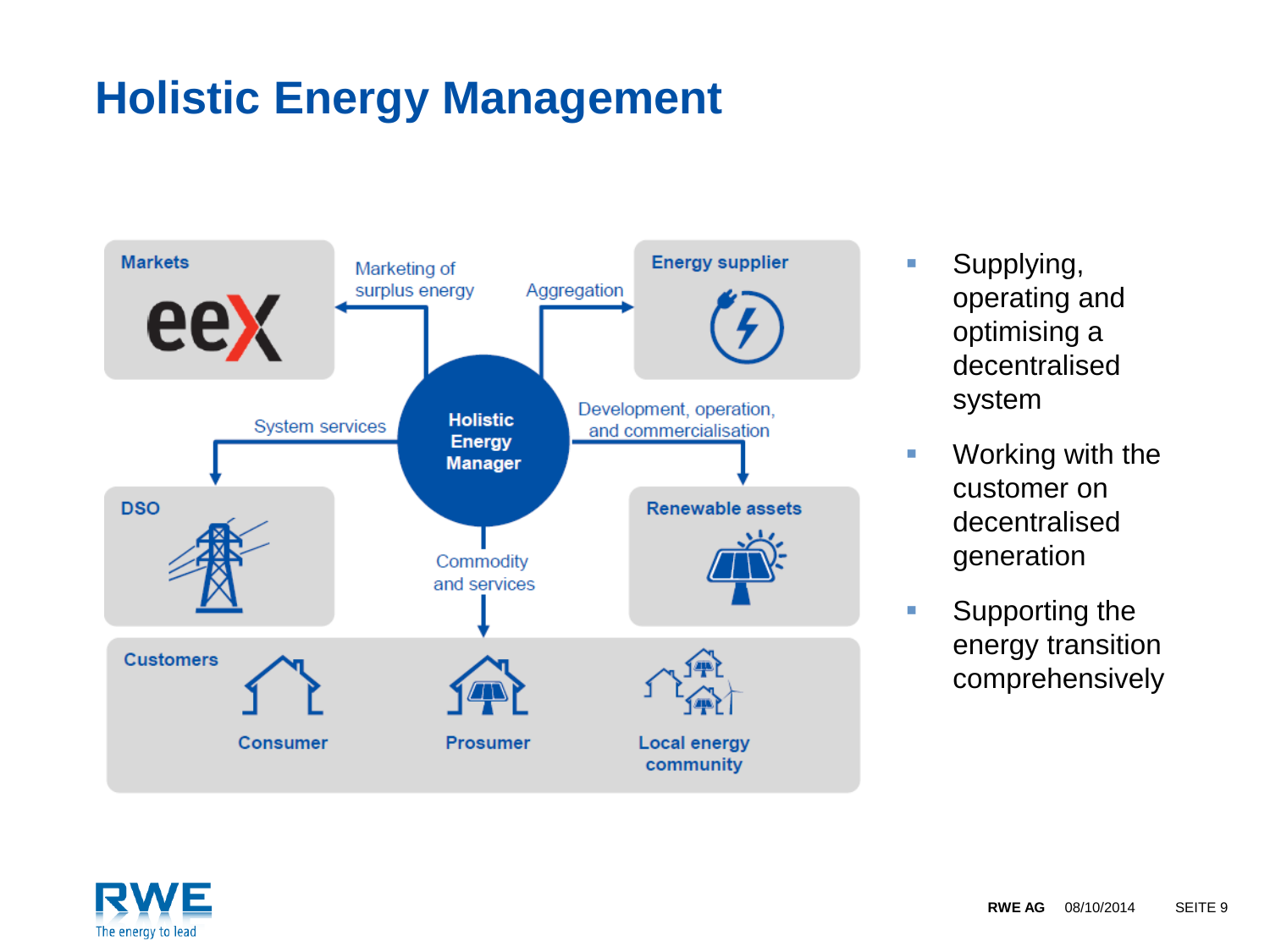# Holistic Energy Management

Markets

Marketing of surplus energy

Aggregation

Energy supplier

System services

Holistic Energy Manager

Development, operation, and commercialisation

DSO

Renewable assets

Commodity and services

Customers

Consumer

Prosumer

Local energy community

- Supplying, operating and optimising a decentralised system
- Working with the customer on decentralised generation
- Supporting the energy transition comprehensively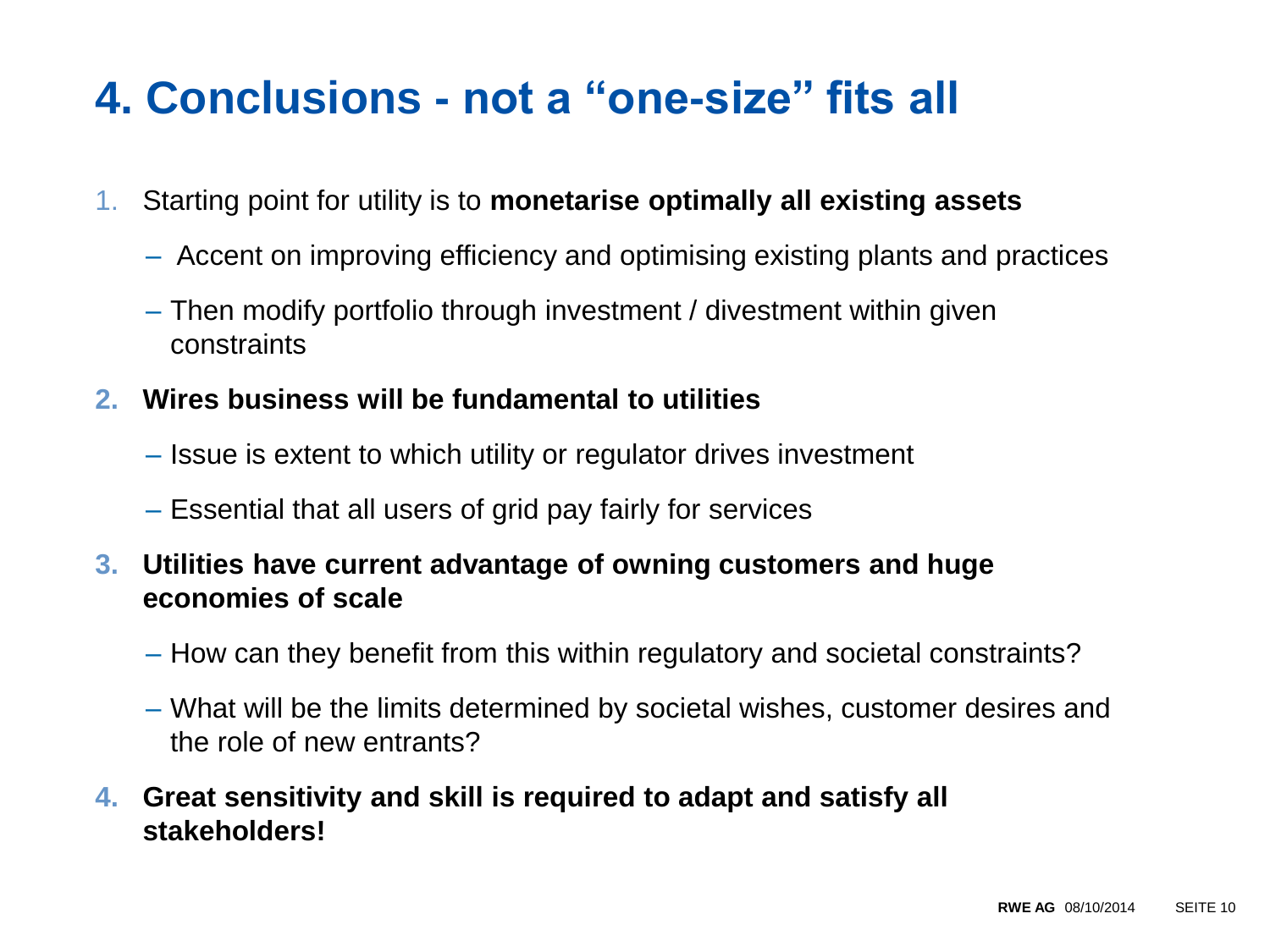# 4. Conclusions - not a “one-size” fits all

1. Starting point for utility is to **monetarise optimally all existing assets**
   - Accent on improving efficiency and optimising existing plants and practices
   - Then modify portfolio through investment / divestment within given constraints
2. **Wires business will be fundamental to utilities**
   - Issue is extent to which utility or regulator drives investment
   - Essential that all users of grid pay fairly for services
3. **Utilities have current advantage of owning customers and huge economies of scale**
   - How can they benefit from this within regulatory and societal constraints?
   - What will be the limits determined by societal wishes, customer desires and the role of new entrants?
4. **Great sensitivity and skill is required to adapt and satisfy all stakeholders!**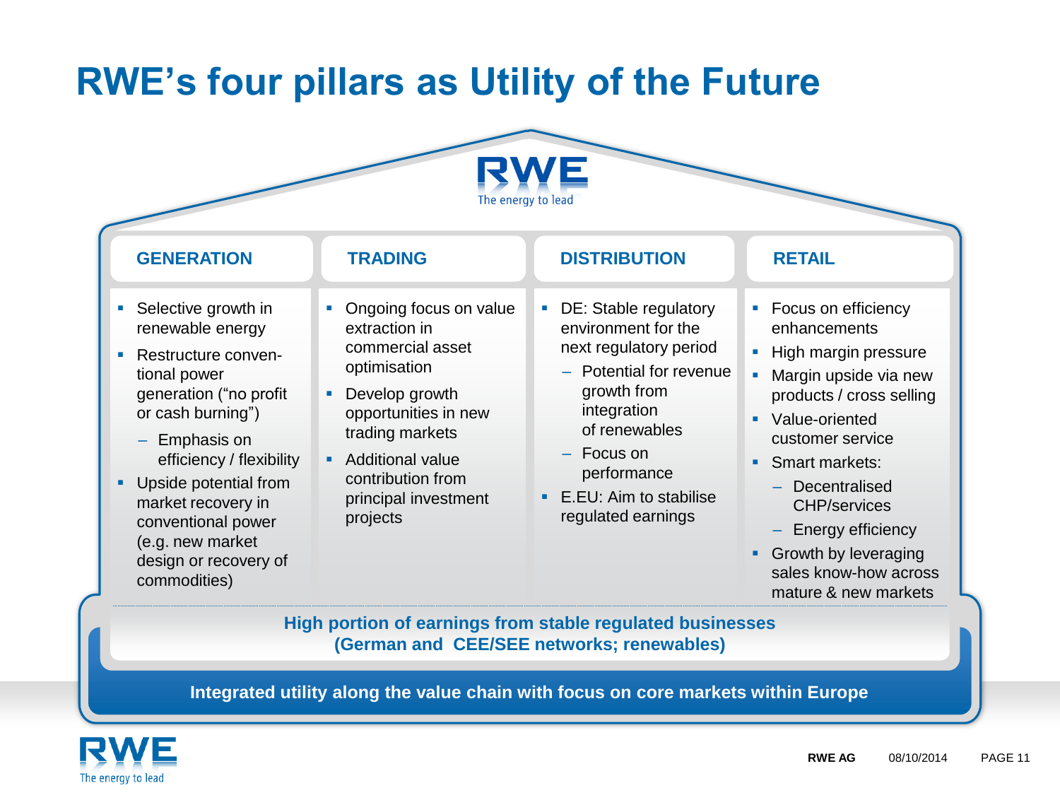# RWE's four pillars as Utility of the Future

RWE
The energy to lead

## GENERATION

- Selective growth in renewable energy
- Restructure conven-tional power generation ("no profit or cash burning")
  - Emphasis on efficiency / flexibility
- Upside potential from market recovery in conventional power (e.g. new market design or recovery of commodities)

## TRADING

- Ongoing focus on value extraction in commercial asset optimisation
- Develop growth opportunities in new trading markets
- Additional value contribution from principal investment projects

## DISTRIBUTION

- DE: Stable regulatory environment for the next regulatory period
  - Potential for revenue growth from integration of renewables
  - Focus on performance
- E.EU: Aim to stabilise regulated earnings

## RETAIL

- Focus on efficiency enhancements
- High margin pressure
- Margin upside via new products / cross selling
- Value-oriented customer service
- Smart markets:
  - Decentralised CHP/services
  - Energy efficiency
- Growth by leveraging sales know-how across mature & new markets

**High portion of earnings from stable regulated businesses (German and CEE/SEE networks; renewables)**

**Integrated utility along the value chain with focus on core markets within Europe**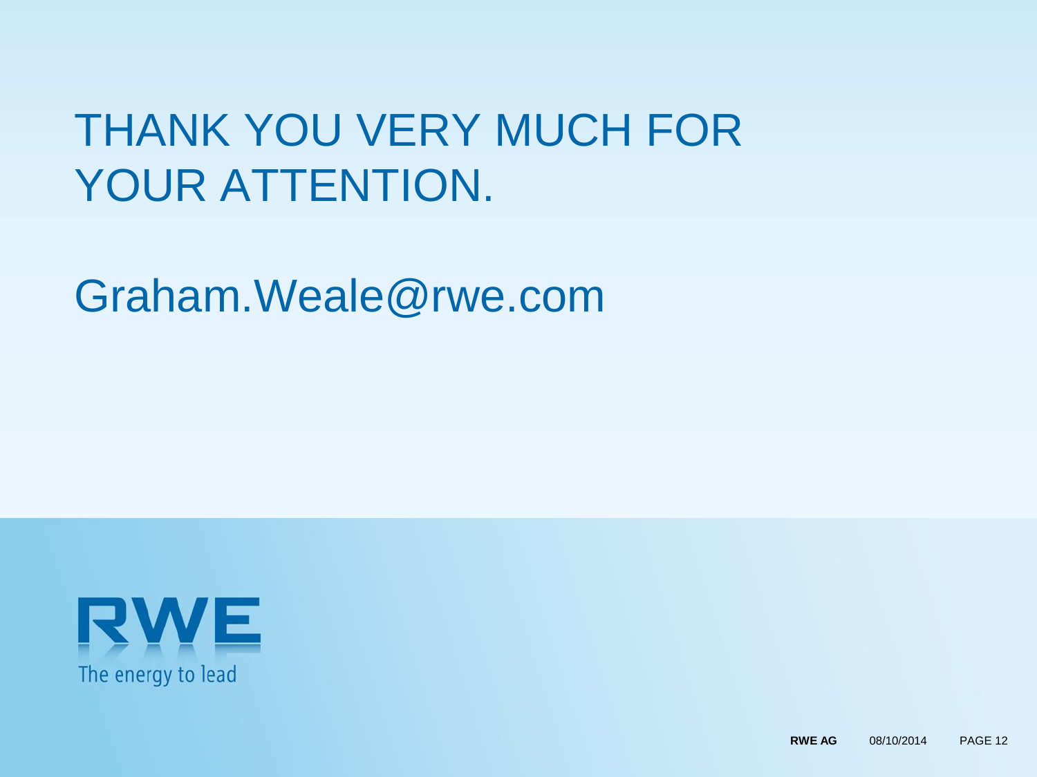# THANK YOU VERY MUCH FOR YOUR ATTENTION.

Graham.Weale@rwe.com

RWE

The energy to lead